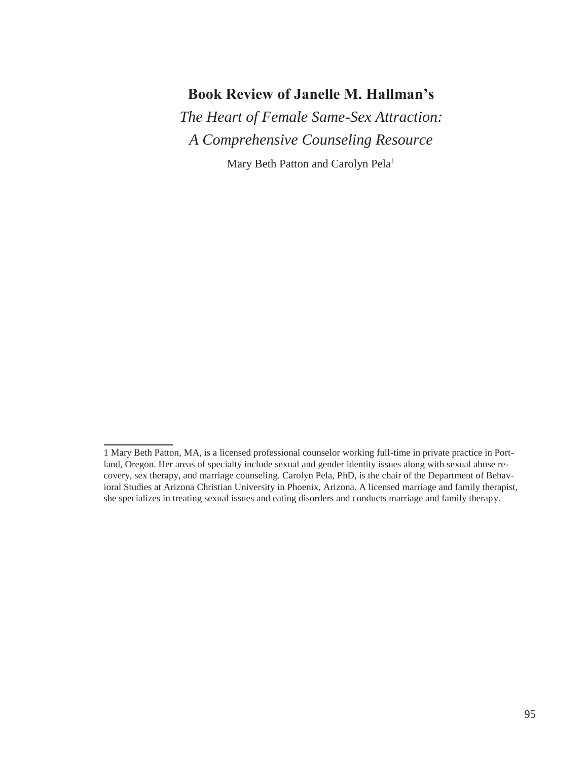# Book Review of Janelle M. Hallman's

## *The Heart of Female Same-Sex Attraction: A Comprehensive Counseling Resource*

Mary Beth Patton and Carolyn Pela[1]

---

1 Mary Beth Patton, MA, is a licensed professional counselor working full-time in private practice in Portland, Oregon. Her areas of specialty include sexual and gender identity issues along with sexual abuse recovery, sex therapy, and marriage counseling. Carolyn Pela, PhD, is the chair of the Department of Behavioral Studies at Arizona Christian University in Phoenix, Arizona. A licensed marriage and family therapist, she specializes in treating sexual issues and eating disorders and conducts marriage and family therapy.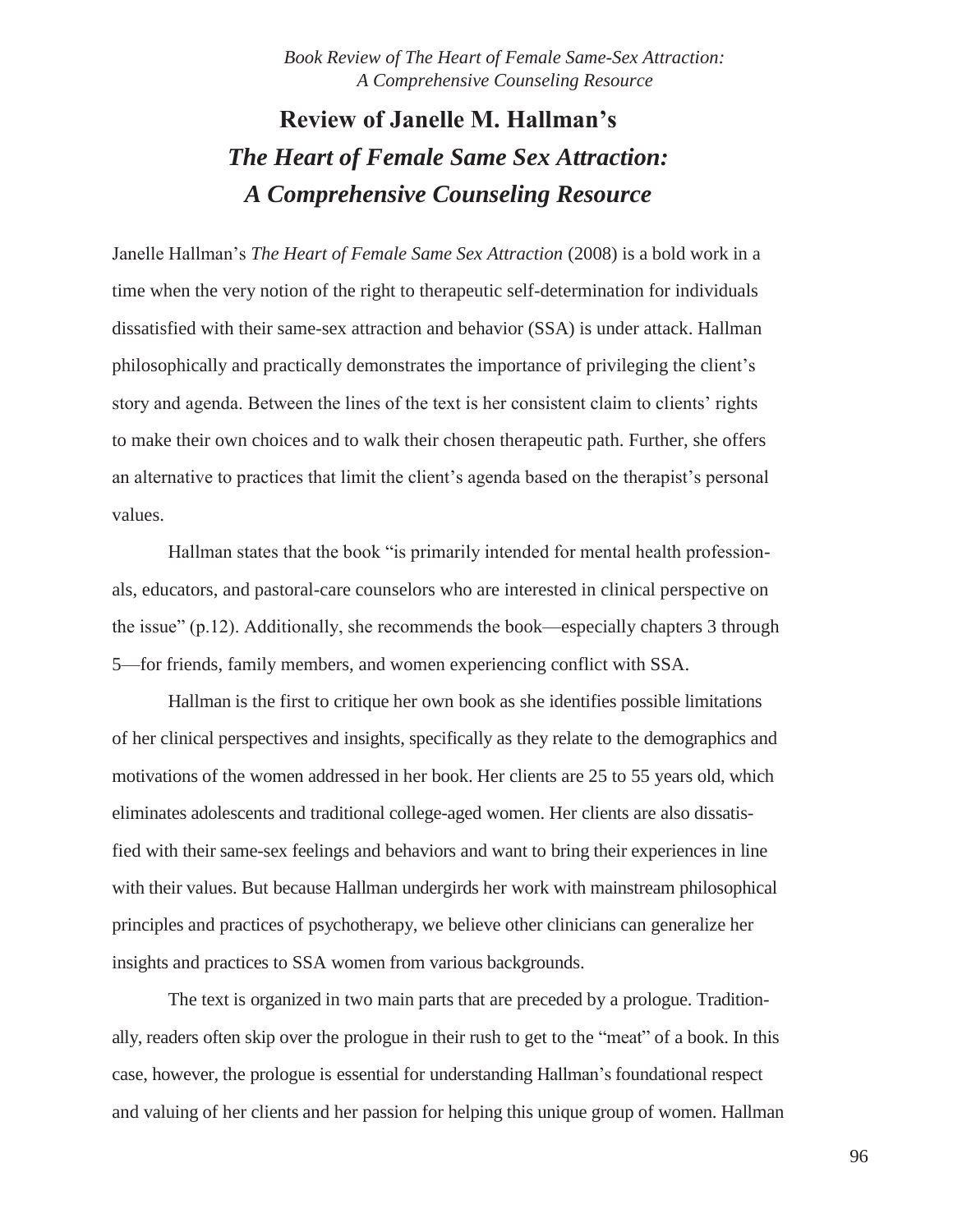# Review of Janelle M. Hallman's *The Heart of Female Same Sex Attraction: A Comprehensive Counseling Resource*

Janelle Hallman's *The Heart of Female Same Sex Attraction* (2008) is a bold work in a time when the very notion of the right to therapeutic self-determination for individuals dissatisfied with their same-sex attraction and behavior (SSA) is under attack. Hallman philosophically and practically demonstrates the importance of privileging the client's story and agenda. Between the lines of the text is her consistent claim to clients' rights to make their own choices and to walk their chosen therapeutic path. Further, she offers an alternative to practices that limit the client's agenda based on the therapist's personal values.

Hallman states that the book "is primarily intended for mental health professionals, educators, and pastoral-care counselors who are interested in clinical perspective on the issue" (p.12). Additionally, she recommends the book—especially chapters 3 through 5—for friends, family members, and women experiencing conflict with SSA.

Hallman is the first to critique her own book as she identifies possible limitations of her clinical perspectives and insights, specifically as they relate to the demographics and motivations of the women addressed in her book. Her clients are 25 to 55 years old, which eliminates adolescents and traditional college-aged women. Her clients are also dissatisfied with their same-sex feelings and behaviors and want to bring their experiences in line with their values. But because Hallman undergirds her work with mainstream philosophical principles and practices of psychotherapy, we believe other clinicians can generalize her insights and practices to SSA women from various backgrounds.

The text is organized in two main parts that are preceded by a prologue. Traditionally, readers often skip over the prologue in their rush to get to the "meat" of a book. In this case, however, the prologue is essential for understanding Hallman's foundational respect and valuing of her clients and her passion for helping this unique group of women. Hallman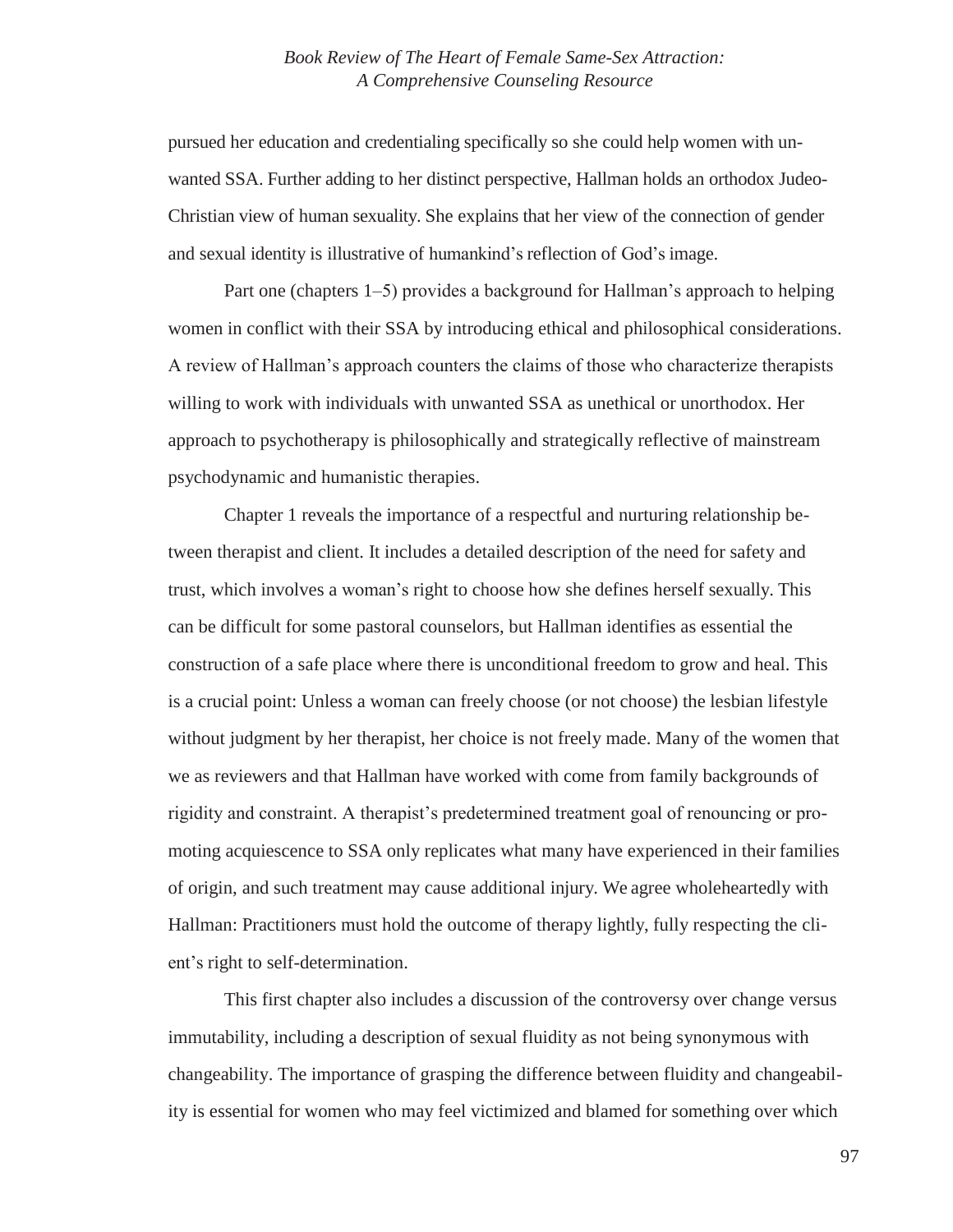pursued her education and credentialing specifically so she could help women with unwanted SSA. Further adding to her distinct perspective, Hallman holds an orthodox Judeo-Christian view of human sexuality. She explains that her view of the connection of gender and sexual identity is illustrative of humankind's reflection of God's image.

Part one (chapters 1–5) provides a background for Hallman's approach to helping women in conflict with their SSA by introducing ethical and philosophical considerations. A review of Hallman's approach counters the claims of those who characterize therapists willing to work with individuals with unwanted SSA as unethical or unorthodox. Her approach to psychotherapy is philosophically and strategically reflective of mainstream psychodynamic and humanistic therapies.

Chapter 1 reveals the importance of a respectful and nurturing relationship between therapist and client. It includes a detailed description of the need for safety and trust, which involves a woman's right to choose how she defines herself sexually. This can be difficult for some pastoral counselors, but Hallman identifies as essential the construction of a safe place where there is unconditional freedom to grow and heal. This is a crucial point: Unless a woman can freely choose (or not choose) the lesbian lifestyle without judgment by her therapist, her choice is not freely made. Many of the women that we as reviewers and that Hallman have worked with come from family backgrounds of rigidity and constraint. A therapist's predetermined treatment goal of renouncing or promoting acquiescence to SSA only replicates what many have experienced in their families of origin, and such treatment may cause additional injury. We agree wholeheartedly with Hallman: Practitioners must hold the outcome of therapy lightly, fully respecting the client's right to self-determination.

This first chapter also includes a discussion of the controversy over change versus immutability, including a description of sexual fluidity as not being synonymous with changeability. The importance of grasping the difference between fluidity and changeability is essential for women who may feel victimized and blamed for something over which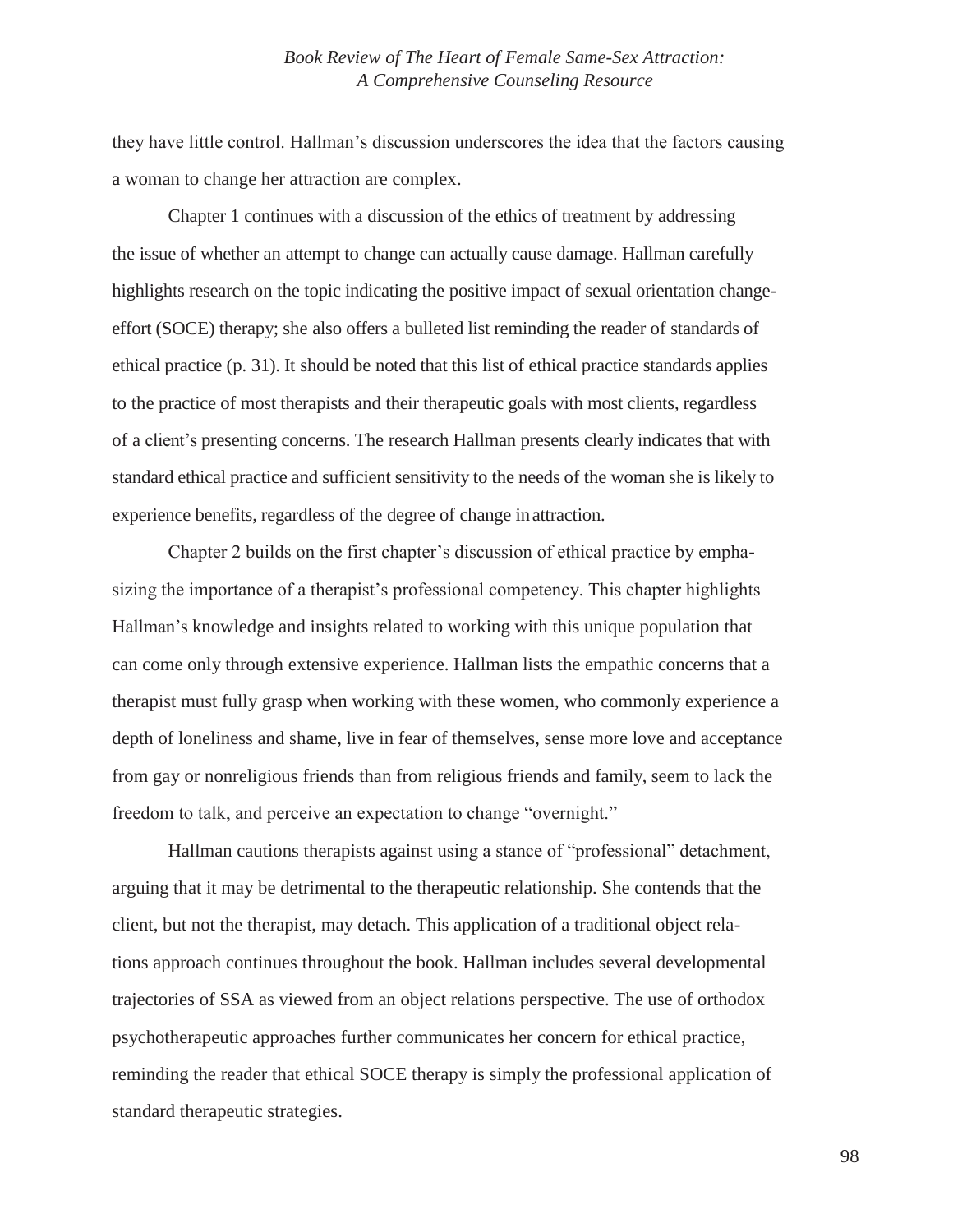they have little control. Hallman's discussion underscores the idea that the factors causing a woman to change her attraction are complex.

Chapter 1 continues with a discussion of the ethics of treatment by addressing the issue of whether an attempt to change can actually cause damage. Hallman carefully highlights research on the topic indicating the positive impact of sexual orientation change-effort (SOCE) therapy; she also offers a bulleted list reminding the reader of standards of ethical practice (p. 31). It should be noted that this list of ethical practice standards applies to the practice of most therapists and their therapeutic goals with most clients, regardless of a client's presenting concerns. The research Hallman presents clearly indicates that with standard ethical practice and sufficient sensitivity to the needs of the woman she is likely to experience benefits, regardless of the degree of change in attraction.

Chapter 2 builds on the first chapter's discussion of ethical practice by emphasizing the importance of a therapist's professional competency. This chapter highlights Hallman's knowledge and insights related to working with this unique population that can come only through extensive experience. Hallman lists the empathic concerns that a therapist must fully grasp when working with these women, who commonly experience a depth of loneliness and shame, live in fear of themselves, sense more love and acceptance from gay or nonreligious friends than from religious friends and family, seem to lack the freedom to talk, and perceive an expectation to change "overnight."

Hallman cautions therapists against using a stance of "professional" detachment, arguing that it may be detrimental to the therapeutic relationship. She contends that the client, but not the therapist, may detach. This application of a traditional object relations approach continues throughout the book. Hallman includes several developmental trajectories of SSA as viewed from an object relations perspective. The use of orthodox psychotherapeutic approaches further communicates her concern for ethical practice, reminding the reader that ethical SOCE therapy is simply the professional application of standard therapeutic strategies.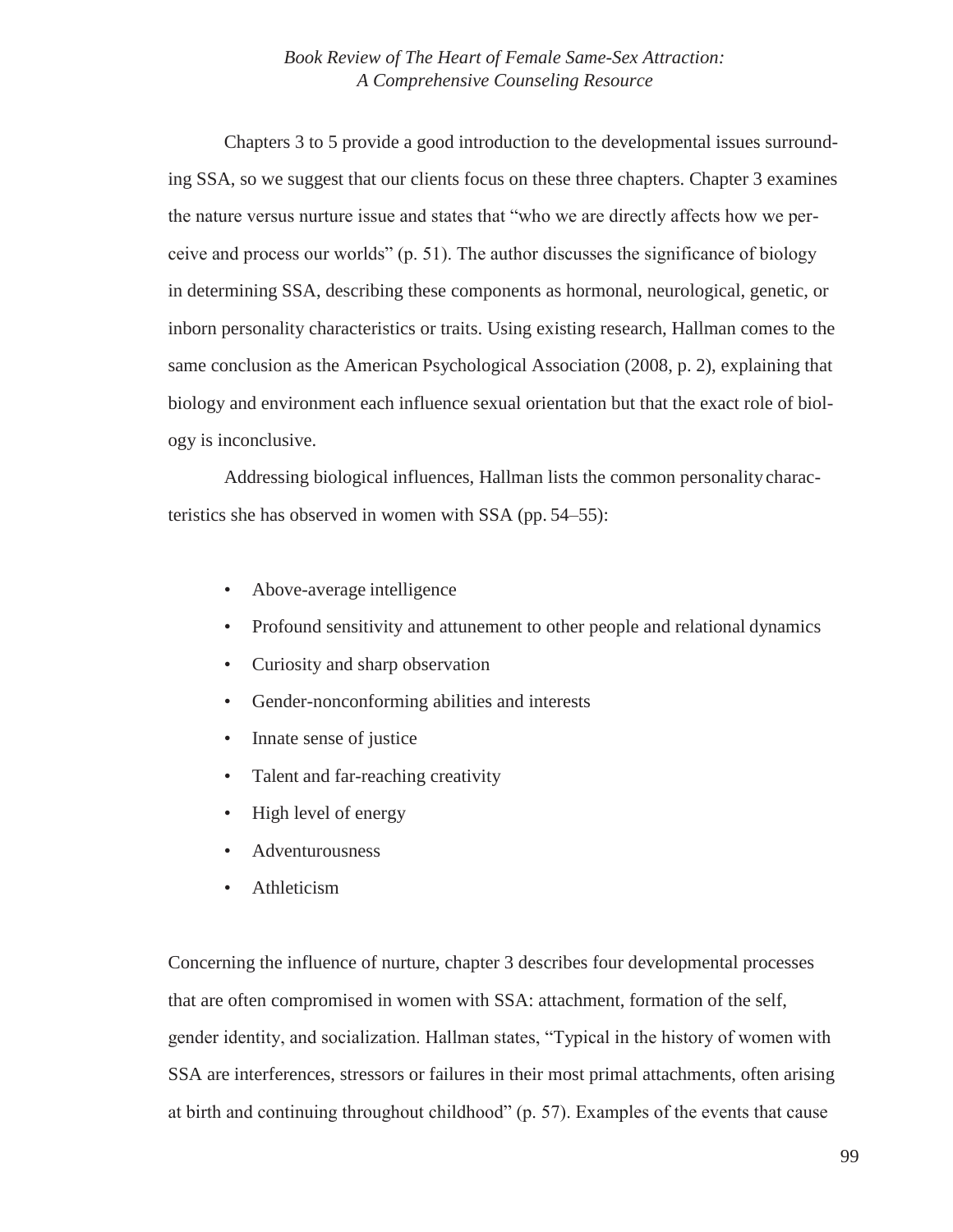Chapters 3 to 5 provide a good introduction to the developmental issues surrounding SSA, so we suggest that our clients focus on these three chapters. Chapter 3 examines the nature versus nurture issue and states that "who we are directly affects how we perceive and process our worlds" (p. 51). The author discusses the significance of biology in determining SSA, describing these components as hormonal, neurological, genetic, or inborn personality characteristics or traits. Using existing research, Hallman comes to the same conclusion as the American Psychological Association (2008, p. 2), explaining that biology and environment each influence sexual orientation but that the exact role of biology is inconclusive.

Addressing biological influences, Hallman lists the common personality characteristics she has observed in women with SSA (pp. 54–55):

- Above-average intelligence
- Profound sensitivity and attunement to other people and relational dynamics
- Curiosity and sharp observation
- Gender-nonconforming abilities and interests
- Innate sense of justice
- Talent and far-reaching creativity
- High level of energy
- Adventurousness
- Athleticism

Concerning the influence of nurture, chapter 3 describes four developmental processes that are often compromised in women with SSA: attachment, formation of the self, gender identity, and socialization. Hallman states, "Typical in the history of women with SSA are interferences, stressors or failures in their most primal attachments, often arising at birth and continuing throughout childhood" (p. 57). Examples of the events that cause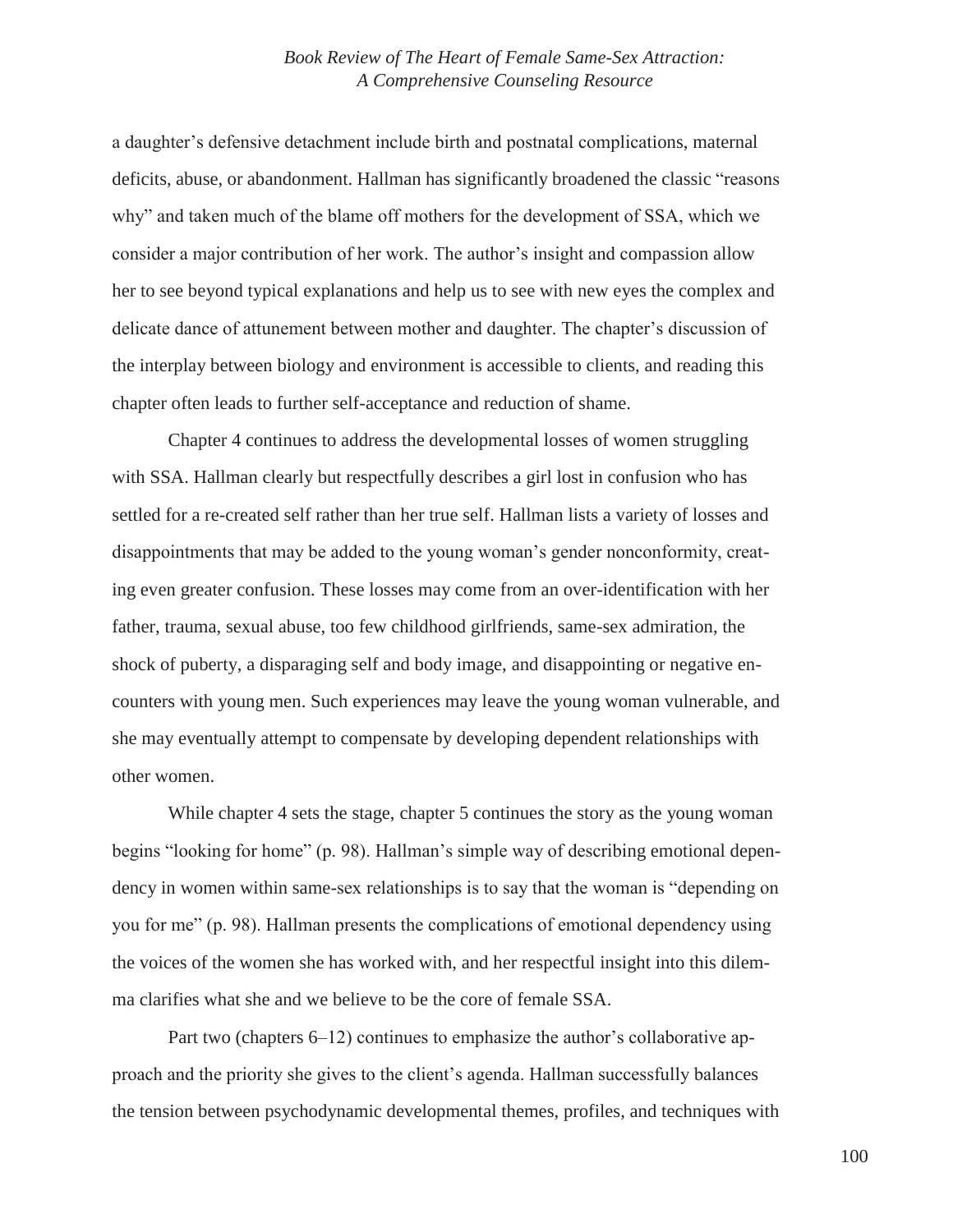a daughter's defensive detachment include birth and postnatal complications, maternal deficits, abuse, or abandonment. Hallman has significantly broadened the classic "reasons why" and taken much of the blame off mothers for the development of SSA, which we consider a major contribution of her work. The author's insight and compassion allow her to see beyond typical explanations and help us to see with new eyes the complex and delicate dance of attunement between mother and daughter. The chapter's discussion of the interplay between biology and environment is accessible to clients, and reading this chapter often leads to further self-acceptance and reduction of shame.

Chapter 4 continues to address the developmental losses of women struggling with SSA. Hallman clearly but respectfully describes a girl lost in confusion who has settled for a re-created self rather than her true self. Hallman lists a variety of losses and disappointments that may be added to the young woman's gender nonconformity, creating even greater confusion. These losses may come from an over-identification with her father, trauma, sexual abuse, too few childhood girlfriends, same-sex admiration, the shock of puberty, a disparaging self and body image, and disappointing or negative encounters with young men. Such experiences may leave the young woman vulnerable, and she may eventually attempt to compensate by developing dependent relationships with other women.

While chapter 4 sets the stage, chapter 5 continues the story as the young woman begins "looking for home" (p. 98). Hallman's simple way of describing emotional dependency in women within same-sex relationships is to say that the woman is "depending on you for me" (p. 98). Hallman presents the complications of emotional dependency using the voices of the women she has worked with, and her respectful insight into this dilemma clarifies what she and we believe to be the core of female SSA.

Part two (chapters 6–12) continues to emphasize the author's collaborative approach and the priority she gives to the client's agenda. Hallman successfully balances the tension between psychodynamic developmental themes, profiles, and techniques with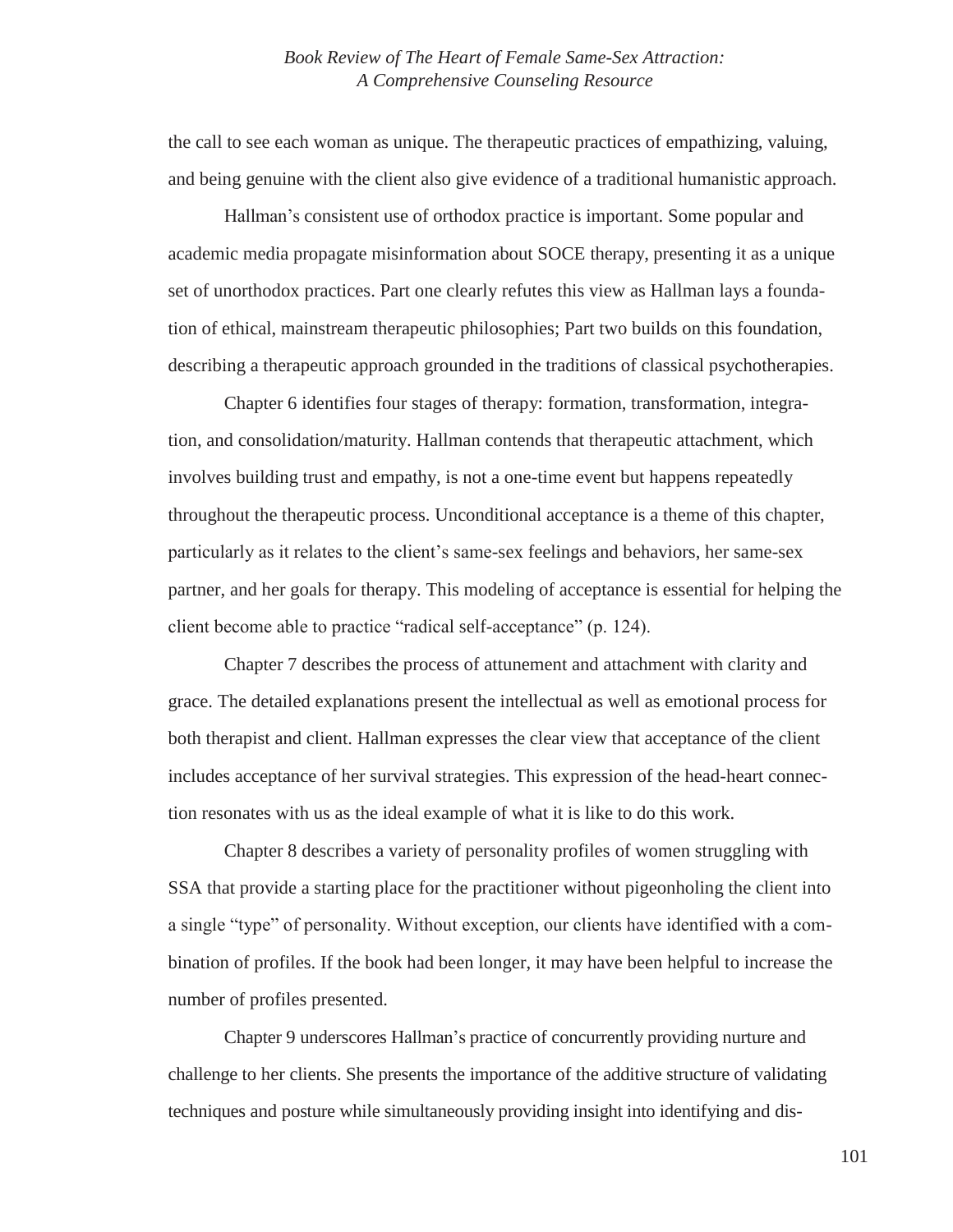the call to see each woman as unique. The therapeutic practices of empathizing, valuing, and being genuine with the client also give evidence of a traditional humanistic approach.

Hallman's consistent use of orthodox practice is important. Some popular and academic media propagate misinformation about SOCE therapy, presenting it as a unique set of unorthodox practices. Part one clearly refutes this view as Hallman lays a foundation of ethical, mainstream therapeutic philosophies; Part two builds on this foundation, describing a therapeutic approach grounded in the traditions of classical psychotherapies.

Chapter 6 identifies four stages of therapy: formation, transformation, integration, and consolidation/maturity. Hallman contends that therapeutic attachment, which involves building trust and empathy, is not a one-time event but happens repeatedly throughout the therapeutic process. Unconditional acceptance is a theme of this chapter, particularly as it relates to the client's same-sex feelings and behaviors, her same-sex partner, and her goals for therapy. This modeling of acceptance is essential for helping the client become able to practice "radical self-acceptance" (p. 124).

Chapter 7 describes the process of attunement and attachment with clarity and grace. The detailed explanations present the intellectual as well as emotional process for both therapist and client. Hallman expresses the clear view that acceptance of the client includes acceptance of her survival strategies. This expression of the head-heart connection resonates with us as the ideal example of what it is like to do this work.

Chapter 8 describes a variety of personality profiles of women struggling with SSA that provide a starting place for the practitioner without pigeonholing the client into a single "type" of personality. Without exception, our clients have identified with a combination of profiles. If the book had been longer, it may have been helpful to increase the number of profiles presented.

Chapter 9 underscores Hallman's practice of concurrently providing nurture and challenge to her clients. She presents the importance of the additive structure of validating techniques and posture while simultaneously providing insight into identifying and dis-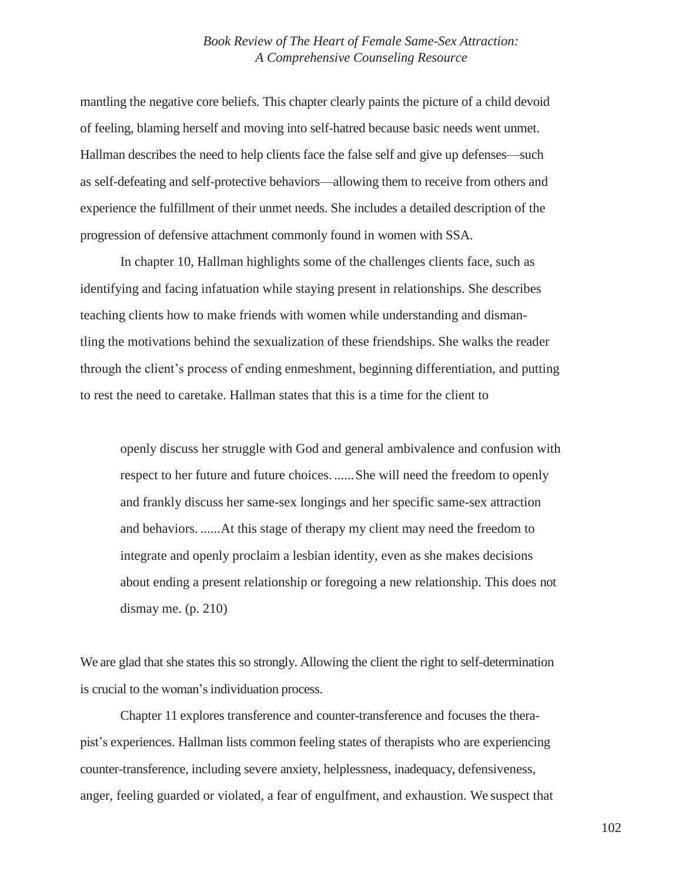mantling the negative core beliefs. This chapter clearly paints the picture of a child devoid of feeling, blaming herself and moving into self-hatred because basic needs went unmet. Hallman describes the need to help clients face the false self and give up defenses—such as self-defeating and self-protective behaviors—allowing them to receive from others and experience the fulfillment of their unmet needs. She includes a detailed description of the progression of defensive attachment commonly found in women with SSA.

In chapter 10, Hallman highlights some of the challenges clients face, such as identifying and facing infatuation while staying present in relationships. She describes teaching clients how to make friends with women while understanding and dismantling the motivations behind the sexualization of these friendships. She walks the reader through the client's process of ending enmeshment, beginning differentiation, and putting to rest the need to caretake. Hallman states that this is a time for the client to

> openly discuss her struggle with God and general ambivalence and confusion with respect to her future and future choices. ......She will need the freedom to openly and frankly discuss her same-sex longings and her specific same-sex attraction and behaviors. ......At this stage of therapy my client may need the freedom to integrate and openly proclaim a lesbian identity, even as she makes decisions about ending a present relationship or foregoing a new relationship. This does not dismay me. (p. 210)

We are glad that she states this so strongly. Allowing the client the right to self-determination is crucial to the woman's individuation process.

Chapter 11 explores transference and counter-transference and focuses the therapist's experiences. Hallman lists common feeling states of therapists who are experiencing counter-transference, including severe anxiety, helplessness, inadequacy, defensiveness, anger, feeling guarded or violated, a fear of engulfment, and exhaustion. We suspect that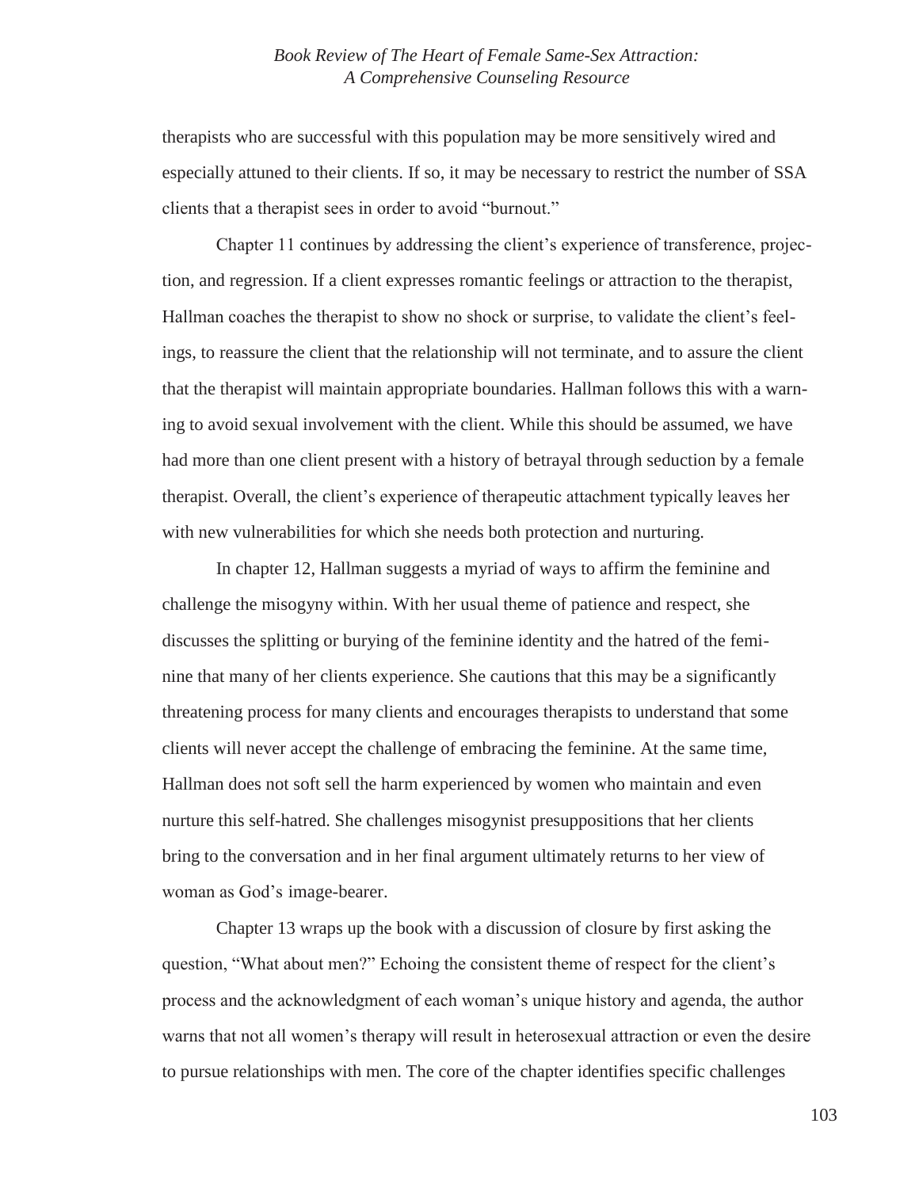therapists who are successful with this population may be more sensitively wired and especially attuned to their clients. If so, it may be necessary to restrict the number of SSA clients that a therapist sees in order to avoid "burnout."

Chapter 11 continues by addressing the client's experience of transference, projection, and regression. If a client expresses romantic feelings or attraction to the therapist, Hallman coaches the therapist to show no shock or surprise, to validate the client's feelings, to reassure the client that the relationship will not terminate, and to assure the client that the therapist will maintain appropriate boundaries. Hallman follows this with a warning to avoid sexual involvement with the client. While this should be assumed, we have had more than one client present with a history of betrayal through seduction by a female therapist. Overall, the client's experience of therapeutic attachment typically leaves her with new vulnerabilities for which she needs both protection and nurturing.

In chapter 12, Hallman suggests a myriad of ways to affirm the feminine and challenge the misogyny within. With her usual theme of patience and respect, she discusses the splitting or burying of the feminine identity and the hatred of the feminine that many of her clients experience. She cautions that this may be a significantly threatening process for many clients and encourages therapists to understand that some clients will never accept the challenge of embracing the feminine. At the same time, Hallman does not soft sell the harm experienced by women who maintain and even nurture this self-hatred. She challenges misogynist presuppositions that her clients bring to the conversation and in her final argument ultimately returns to her view of woman as God's image-bearer.

Chapter 13 wraps up the book with a discussion of closure by first asking the question, "What about men?" Echoing the consistent theme of respect for the client's process and the acknowledgment of each woman's unique history and agenda, the author warns that not all women's therapy will result in heterosexual attraction or even the desire to pursue relationships with men. The core of the chapter identifies specific challenges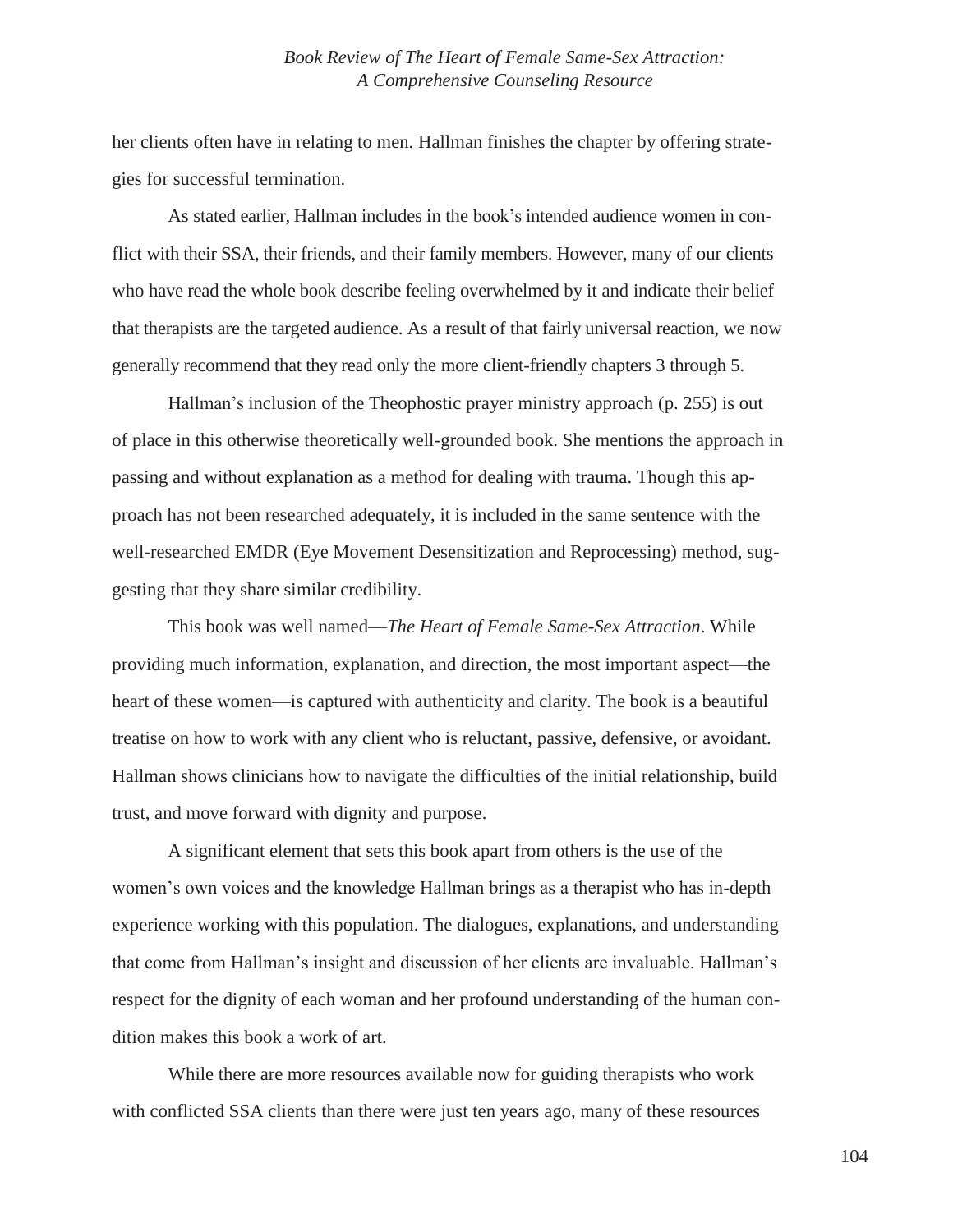her clients often have in relating to men. Hallman finishes the chapter by offering strategies for successful termination.

As stated earlier, Hallman includes in the book's intended audience women in conflict with their SSA, their friends, and their family members. However, many of our clients who have read the whole book describe feeling overwhelmed by it and indicate their belief that therapists are the targeted audience. As a result of that fairly universal reaction, we now generally recommend that they read only the more client-friendly chapters 3 through 5.

Hallman's inclusion of the Theophostic prayer ministry approach (p. 255) is out of place in this otherwise theoretically well-grounded book. She mentions the approach in passing and without explanation as a method for dealing with trauma. Though this approach has not been researched adequately, it is included in the same sentence with the well-researched EMDR (Eye Movement Desensitization and Reprocessing) method, suggesting that they share similar credibility.

This book was well named—*The Heart of Female Same-Sex Attraction*. While providing much information, explanation, and direction, the most important aspect—the heart of these women—is captured with authenticity and clarity. The book is a beautiful treatise on how to work with any client who is reluctant, passive, defensive, or avoidant. Hallman shows clinicians how to navigate the difficulties of the initial relationship, build trust, and move forward with dignity and purpose.

A significant element that sets this book apart from others is the use of the women's own voices and the knowledge Hallman brings as a therapist who has in-depth experience working with this population. The dialogues, explanations, and understanding that come from Hallman's insight and discussion of her clients are invaluable. Hallman's respect for the dignity of each woman and her profound understanding of the human condition makes this book a work of art.

While there are more resources available now for guiding therapists who work with conflicted SSA clients than there were just ten years ago, many of these resources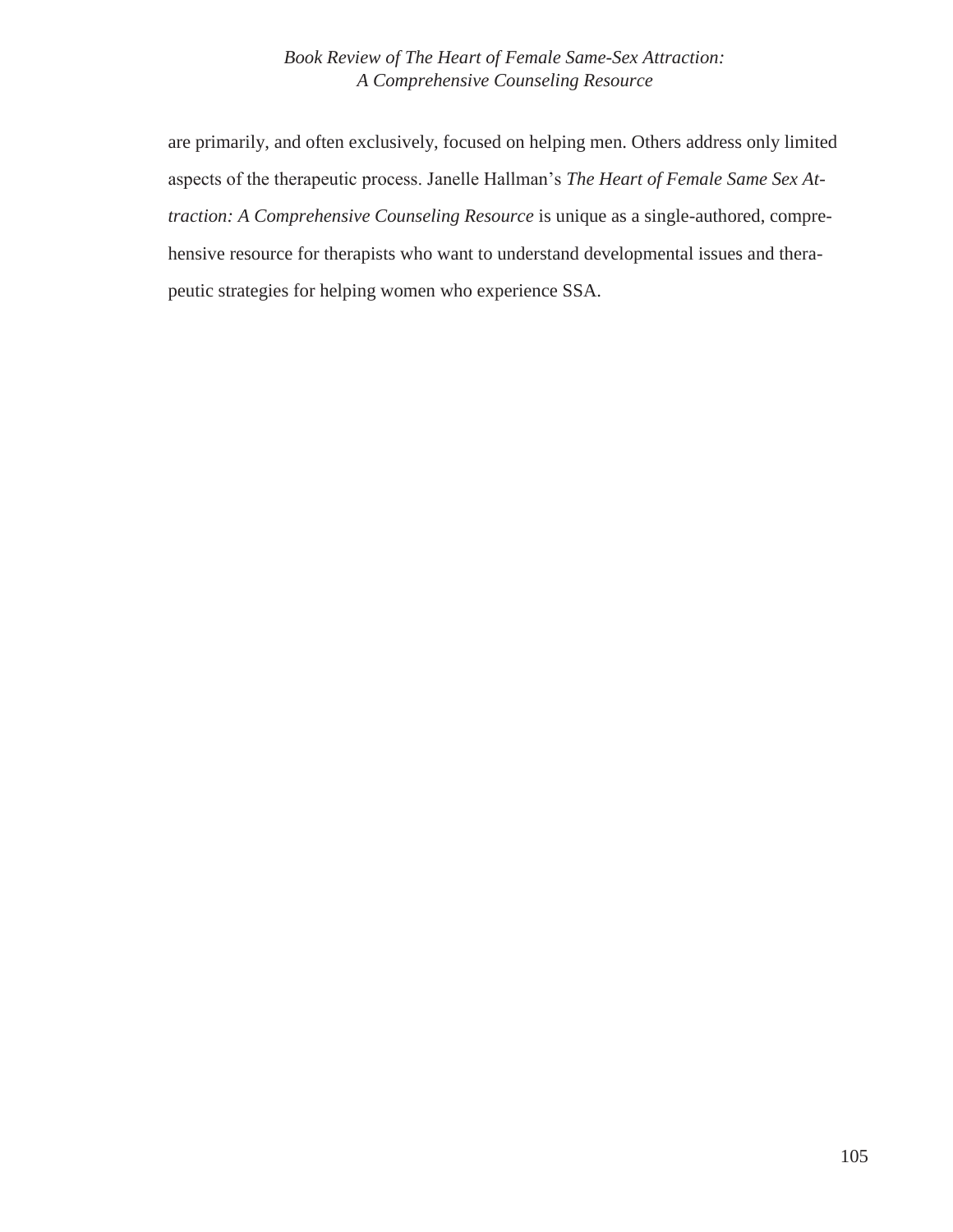are primarily, and often exclusively, focused on helping men. Others address only limited aspects of the therapeutic process. Janelle Hallman's *The Heart of Female Same Sex Attraction: A Comprehensive Counseling Resource* is unique as a single-authored, comprehensive resource for therapists who want to understand developmental issues and therapeutic strategies for helping women who experience SSA.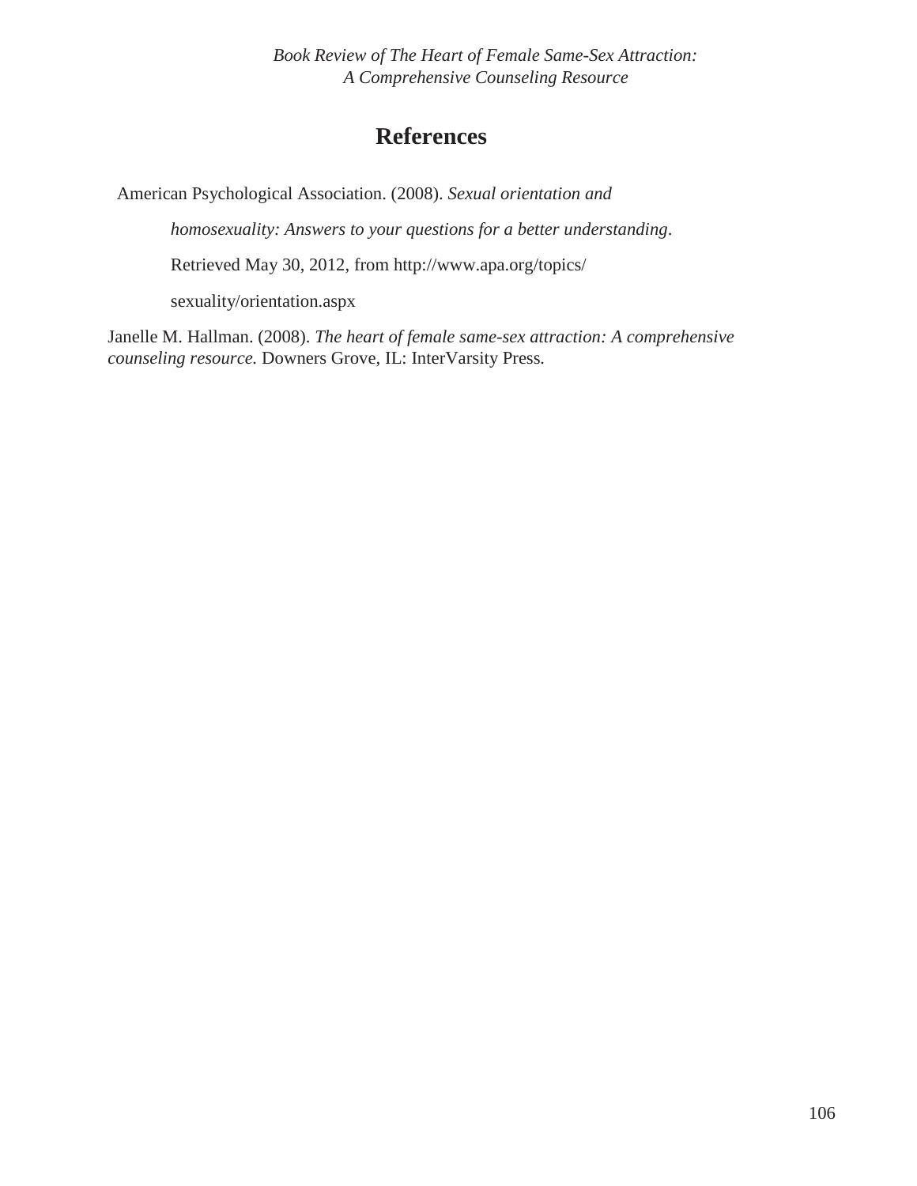## References

American Psychological Association. (2008). *Sexual orientation and homosexuality: Answers to your questions for a better understanding*. Retrieved May 30, 2012, from http://www.apa.org/topics/sexuality/orientation.aspx

Janelle M. Hallman. (2008). *The heart of female same-sex attraction: A comprehensive counseling resource.* Downers Grove, IL: InterVarsity Press.